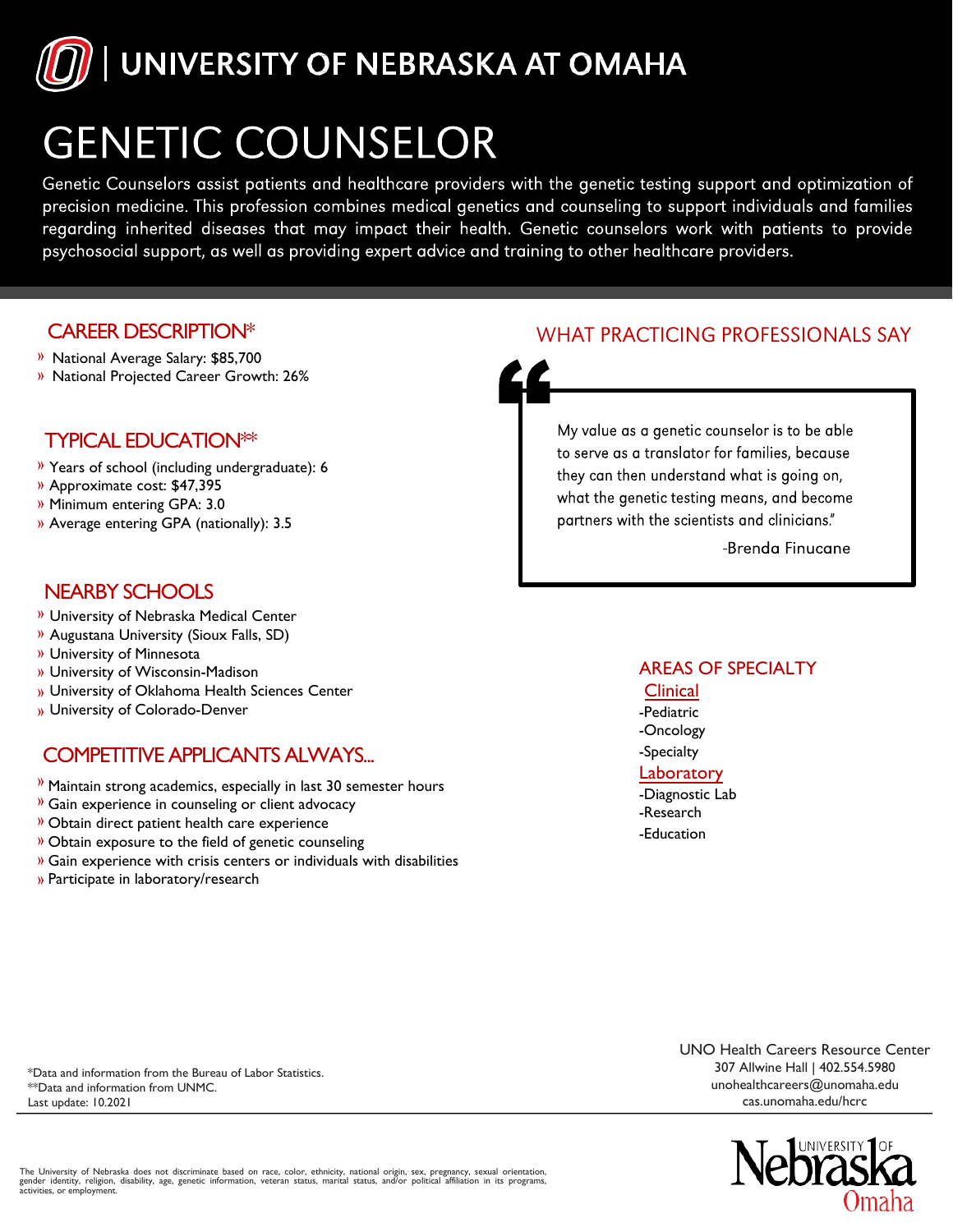# UNIVERSITY OF NEBRASKA AT OMAHA

# GENETIC COUNSELOR

Genetic Counselors assist patients and healthcare providers with the genetic testing support and optimization of precision medicine. This profession combines medical genetics and counseling to support individuals and families regarding inherited diseases that may impact their health. Genetic counselors work with patients to provide psychosocial support, as well as providing expert advice and training to other healthcare providers.

## CAREER DESCRIPTION*

- National Average Salary: $85,700
- National Projected Career Growth: 26%

## TYPICAL EDUCATION**

- Years of school (including undergraduate): 6
- Approximate cost: $47,395
- Minimum entering GPA: 3.0
- Average entering GPA (nationally): 3.5

## NEARBY SCHOOLS

- University of Nebraska Medical Center
- Augustana University (Sioux Falls, SD)
- University of Minnesota
- University of Wisconsin-Madison
- University of Oklahoma Health Sciences Center
- University of Colorado-Denver

## COMPETITIVE APPLICANTS ALWAYS...

- Maintain strong academics, especially in last 30 semester hours
- Gain experience in counseling or client advocacy
- Obtain direct patient health care experience
- Obtain exposure to the field of genetic counseling
- Gain experience with crisis centers or individuals with disabilities
- Participate in laboratory/research

## WHAT PRACTICING PROFESSIONALS SAY

> "My value as a genetic counselor is to be able to serve as a translator for families, because they can then understand what is going on, what the genetic testing means, and become partners with the scientists and clinicians."
>
> -Brenda Finucane

## AREAS OF SPECIALTY

**Clinical**

-Pediatric
-Oncology
-Specialty

**Laboratory**

-Diagnostic Lab
-Research
-Education

*Data and information from the Bureau of Labor Statistics.
**Data and information from UNMC.
Last update: 10.2021

UNO Health Careers Resource Center
307 Allwine Hall | 402.554.5980
unohealthcareers@unomaha.edu
cas.unomaha.edu/hcrc

The University of Nebraska does not discriminate based on race, color, ethnicity, national origin, sex, pregnancy, sexual orientation, gender identity, religion, disability, age, genetic information, veteran status, marital status, and/or political affiliation in its programs, activities, or employment.

University of Nebraska Omaha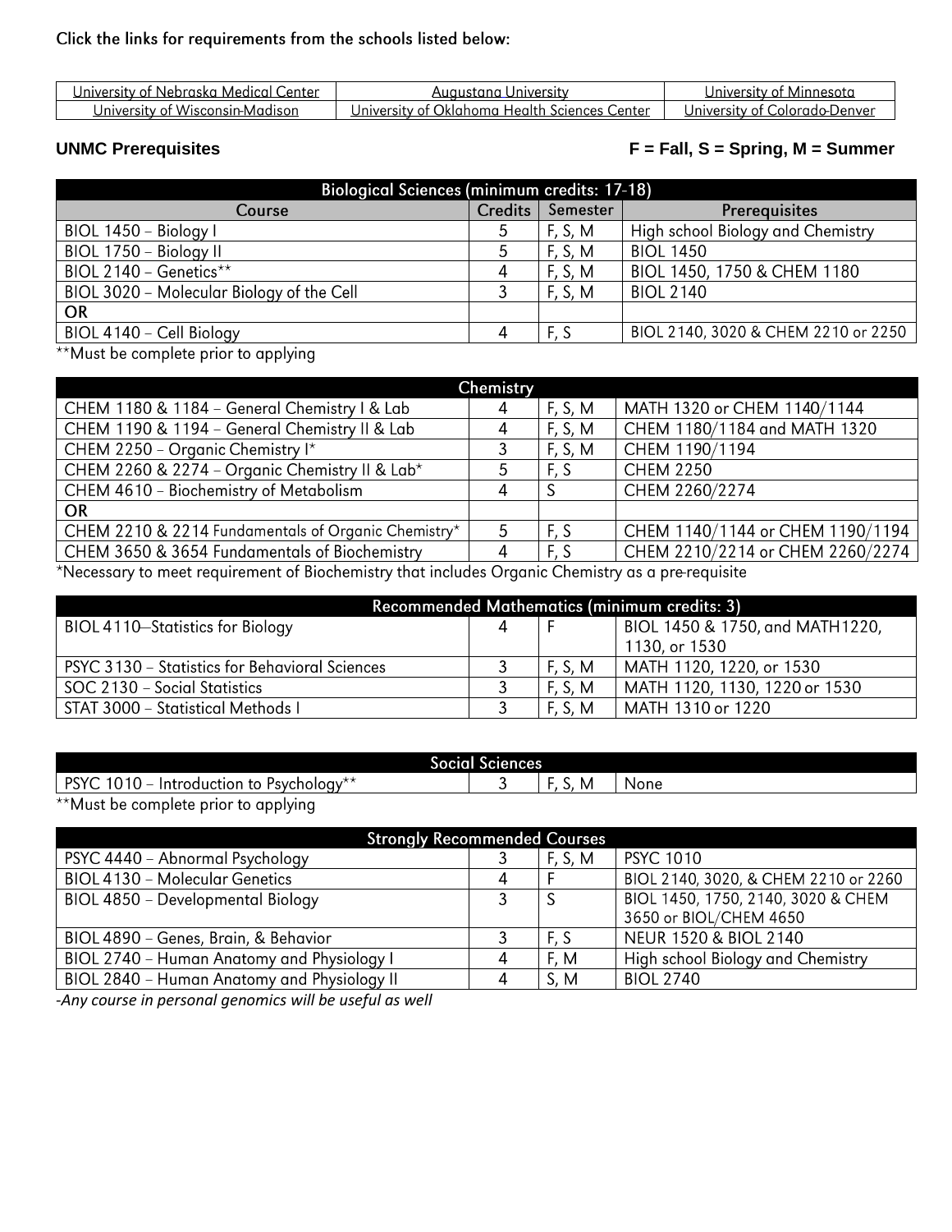Click the links for requirements from the schools listed below:

| | | |
|---|---|---|
| University of Nebraska Medical Center | Augustana University | University of Minnesota |
| University of Wisconsin-Madison | University of Oklahoma Health Sciences Center | University of Colorado-Denver |

**UNMC Prerequisites** **F = Fall, S = Spring, M = Summer**

| Biological Sciences (minimum credits: 17-18) | | | |
|---|---|---|---|
| Course | Credits | Semester | Prerequisites |
| BIOL 1450 – Biology I | 5 | F, S, M | High school Biology and Chemistry |
| BIOL 1750 – Biology II | 5 | F, S, M | BIOL 1450 |
| BIOL 2140 – Genetics** | 4 | F, S, M | BIOL 1450, 1750 & CHEM 1180 |
| BIOL 3020 – Molecular Biology of the Cell | 3 | F, S, M | BIOL 2140 |
| **OR** | | | |
| BIOL 4140 – Cell Biology | 4 | F, S | BIOL 2140, 3020 & CHEM 2210 or 2250 |

**Must be complete prior to applying

| Chemistry | | | |
|---|---|---|---|
| CHEM 1180 & 1184 – General Chemistry I & Lab | 4 | F, S, M | MATH 1320 or CHEM 1140/1144 |
| CHEM 1190 & 1194 – General Chemistry II & Lab | 4 | F, S, M | CHEM 1180/1184 and MATH 1320 |
| CHEM 2250 – Organic Chemistry I* | 3 | F, S, M | CHEM 1190/1194 |
| CHEM 2260 & 2274 – Organic Chemistry II & Lab* | 5 | F, S | CHEM 2250 |
| CHEM 4610 – Biochemistry of Metabolism | 4 | S | CHEM 2260/2274 |
| **OR** | | | |
| CHEM 2210 & 2214 Fundamentals of Organic Chemistry* | 5 | F, S | CHEM 1140/1144 or CHEM 1190/1194 |
| CHEM 3650 & 3654 Fundamentals of Biochemistry | 4 | F, S | CHEM 2210/2214 or CHEM 2260/2274 |

*Necessary to meet requirement of Biochemistry that includes Organic Chemistry as a pre-requisite

| Recommended Mathematics (minimum credits: 3) | | | |
|---|---|---|---|
| BIOL 4110–Statistics for Biology | 4 | F | BIOL 1450 & 1750, and MATH1220, 1130, or 1530 |
| PSYC 3130 – Statistics for Behavioral Sciences | 3 | F, S, M | MATH 1120, 1220, or 1530 |
| SOC 2130 – Social Statistics | 3 | F, S, M | MATH 1120, 1130, 1220 or 1530 |
| STAT 3000 – Statistical Methods I | 3 | F, S, M | MATH 1310 or 1220 |

| Social Sciences | | | |
|---|---|---|---|
| PSYC 1010 – Introduction to Psychology** | 3 | F, S, M | None |

**Must be complete prior to applying

| Strongly Recommended Courses | | | |
|---|---|---|---|
| PSYC 4440 – Abnormal Psychology | 3 | F, S, M | PSYC 1010 |
| BIOL 4130 – Molecular Genetics | 4 | F | BIOL 2140, 3020, & CHEM 2210 or 2260 |
| BIOL 4850 – Developmental Biology | 3 | S | BIOL 1450, 1750, 2140, 3020 & CHEM 3650 or BIOL/CHEM 4650 |
| BIOL 4890 – Genes, Brain, & Behavior | 3 | F, S | NEUR 1520 & BIOL 2140 |
| BIOL 2740 – Human Anatomy and Physiology I | 4 | F, M | High school Biology and Chemistry |
| BIOL 2840 – Human Anatomy and Physiology II | 4 | S, M | BIOL 2740 |

*-Any course in personal genomics will be useful as well*